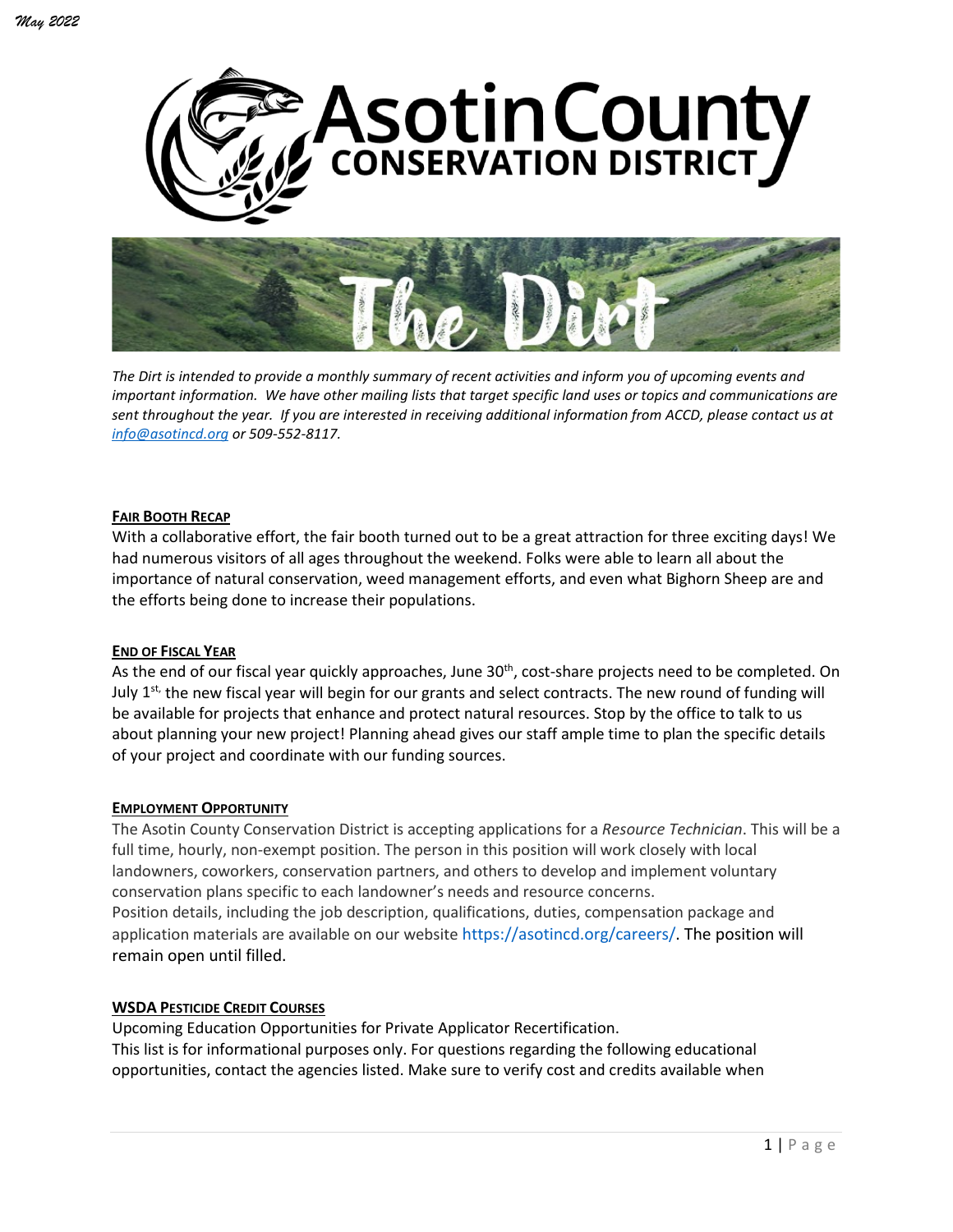*May 2022*

# Asotin County Conservation District

# The Dirt

*The Dirt is intended to provide a monthly summary of recent activities and inform you of upcoming events and important information. We have other mailing lists that target specific land uses or topics and communications are sent throughout the year. If you are interested in receiving additional information from ACCD, please contact us at [info@asotincd.org](mailto:info@asotincd.org) or 509-552-8117.*

## FAIR BOOTH RECAP

With a collaborative effort, the fair booth turned out to be a great attraction for three exciting days! We had numerous visitors of all ages throughout the weekend. Folks were able to learn all about the importance of natural conservation, weed management efforts, and even what Bighorn Sheep are and the efforts being done to increase their populations.

## END OF FISCAL YEAR

As the end of our fiscal year quickly approaches, June 30th, cost-share projects need to be completed. On July 1st, the new fiscal year will begin for our grants and select contracts. The new round of funding will be available for projects that enhance and protect natural resources. Stop by the office to talk to us about planning your new project! Planning ahead gives our staff ample time to plan the specific details of your project and coordinate with our funding sources.

## EMPLOYMENT OPPORTUNITY

The Asotin County Conservation District is accepting applications for a *Resource Technician*. This will be a full time, hourly, non-exempt position. The person in this position will work closely with local landowners, coworkers, conservation partners, and others to develop and implement voluntary conservation plans specific to each landowner's needs and resource concerns.

Position details, including the job description, qualifications, duties, compensation package and application materials are available on our website https://asotincd.org/careers/. The position will remain open until filled.

## WSDA PESTICIDE CREDIT COURSES

Upcoming Education Opportunities for Private Applicator Recertification.

This list is for informational purposes only. For questions regarding the following educational opportunities, contact the agencies listed. Make sure to verify cost and credits available when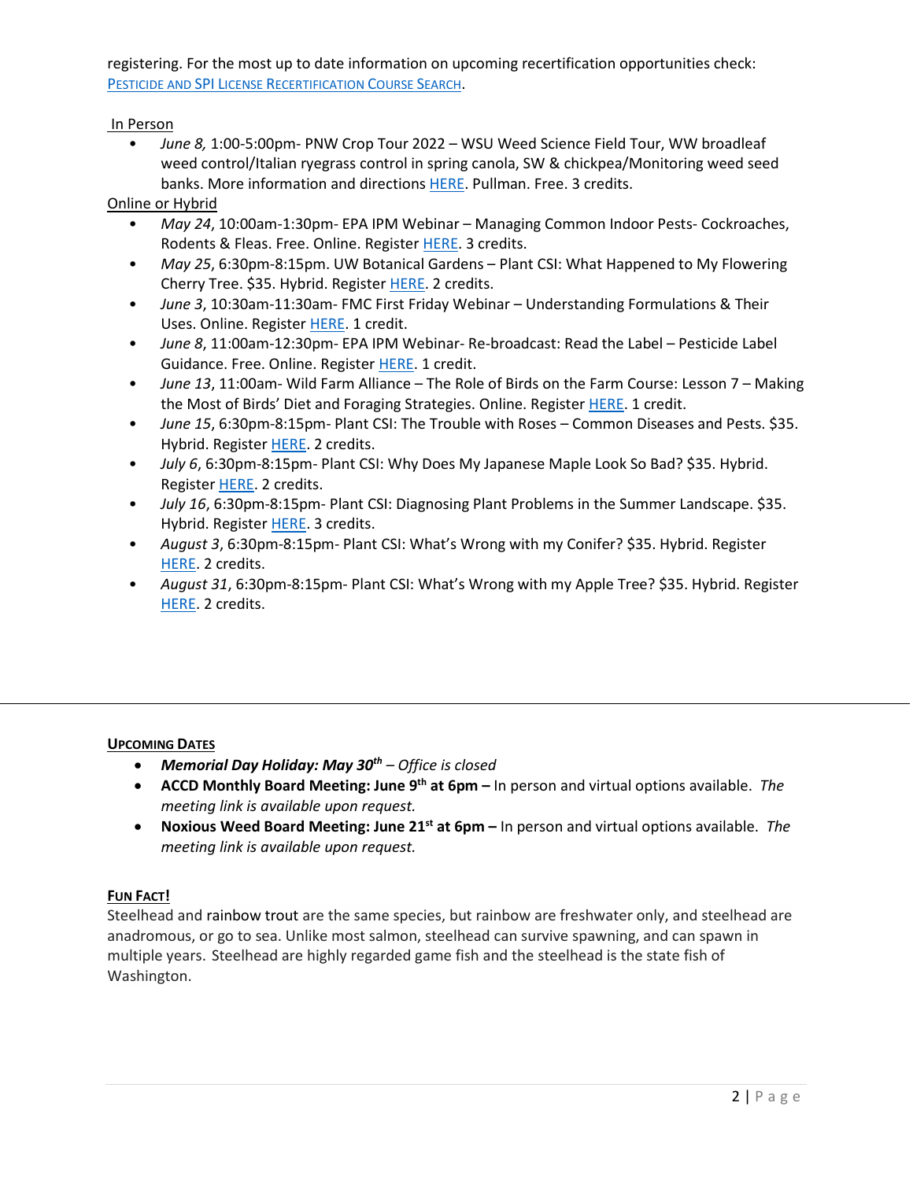registering. For the most up to date information on upcoming recertification opportunities check: [Pesticide and SPI License Recertification Course Search](#).

In Person

- *June 8,* 1:00-5:00pm- PNW Crop Tour 2022 – WSU Weed Science Field Tour, WW broadleaf weed control/Italian ryegrass control in spring canola, SW & chickpea/Monitoring weed seed banks. More information and directions HERE. Pullman. Free. 3 credits.

Online or Hybrid

- *May 24*, 10:00am-1:30pm- EPA IPM Webinar – Managing Common Indoor Pests- Cockroaches, Rodents & Fleas. Free. Online. Register HERE. 3 credits.
- *May 25*, 6:30pm-8:15pm. UW Botanical Gardens – Plant CSI: What Happened to My Flowering Cherry Tree. $35. Hybrid. Register HERE. 2 credits.
- *June 3*, 10:30am-11:30am- FMC First Friday Webinar – Understanding Formulations & Their Uses. Online. Register HERE. 1 credit.
- *June 8*, 11:00am-12:30pm- EPA IPM Webinar- Re-broadcast: Read the Label – Pesticide Label Guidance. Free. Online. Register HERE. 1 credit.
- *June 13*, 11:00am- Wild Farm Alliance – The Role of Birds on the Farm Course: Lesson 7 – Making the Most of Birds' Diet and Foraging Strategies. Online. Register HERE. 1 credit.
- *June 15*, 6:30pm-8:15pm- Plant CSI: The Trouble with Roses – Common Diseases and Pests. $35. Hybrid. Register HERE. 2 credits.
- *July 6*, 6:30pm-8:15pm- Plant CSI: Why Does My Japanese Maple Look So Bad? $35. Hybrid. Register HERE. 2 credits.
- *July 16*, 6:30pm-8:15pm- Plant CSI: Diagnosing Plant Problems in the Summer Landscape. $35. Hybrid. Register HERE. 3 credits.
- *August 3*, 6:30pm-8:15pm- Plant CSI: What's Wrong with my Conifer? $35. Hybrid. Register HERE. 2 credits.
- *August 31*, 6:30pm-8:15pm- Plant CSI: What's Wrong with my Apple Tree? $35. Hybrid. Register HERE. 2 credits.

---

## Upcoming Dates

- ***Memorial Day Holiday: May 30th*** *– Office is closed*
- **ACCD Monthly Board Meeting: June 9th at 6pm –** In person and virtual options available. *The meeting link is available upon request.*
- **Noxious Weed Board Meeting: June 21st at 6pm –** In person and virtual options available. *The meeting link is available upon request.*

## Fun Fact!

Steelhead and rainbow trout are the same species, but rainbow are freshwater only, and steelhead are anadromous, or go to sea. Unlike most salmon, steelhead can survive spawning, and can spawn in multiple years. Steelhead are highly regarded game fish and the steelhead is the state fish of Washington.